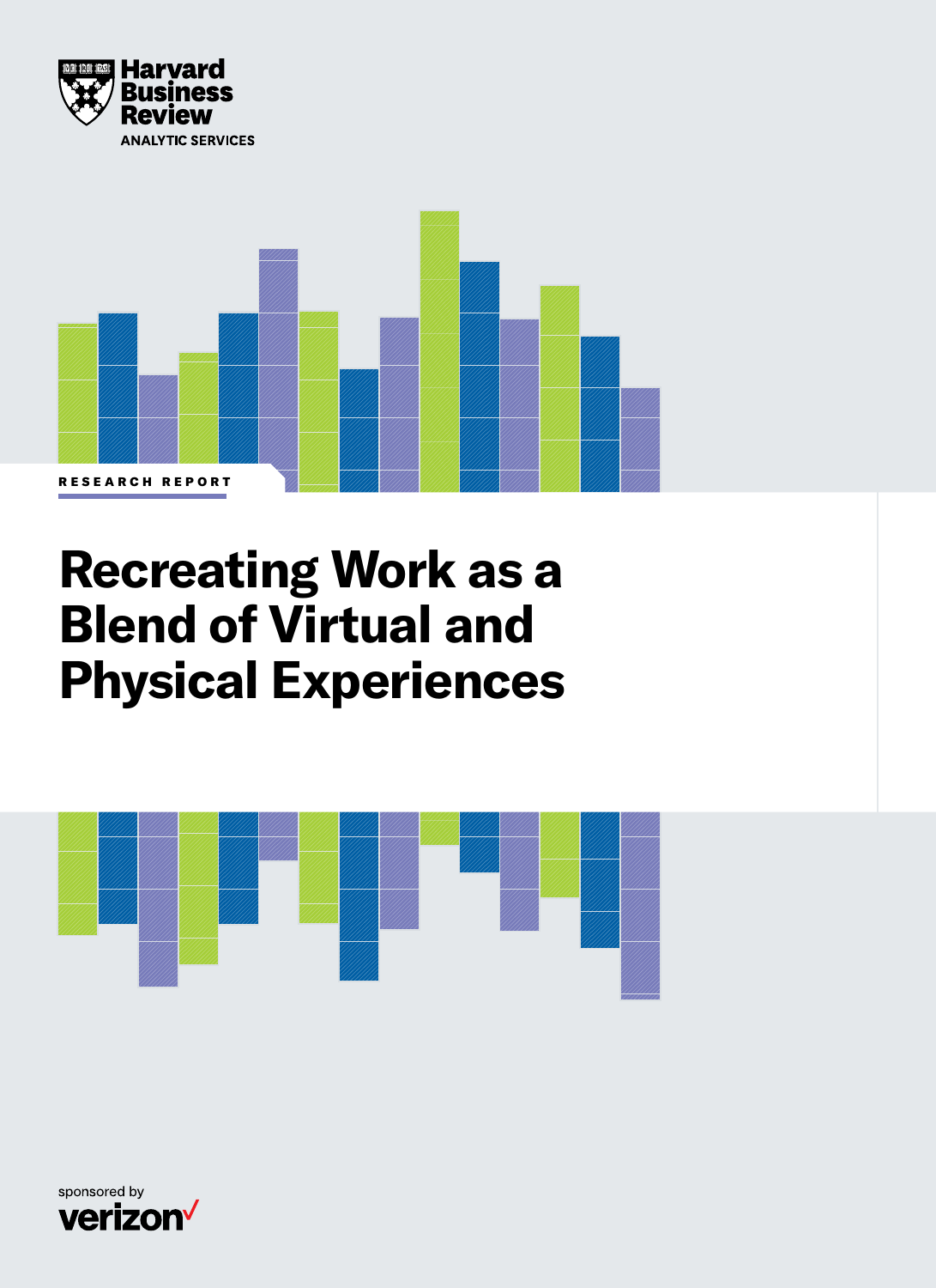Harvard Business Review

ANALYTIC SERVICES

RESEARCH REPORT

# Recreating Work as a Blend of Virtual and Physical Experiences

sponsored by

verizon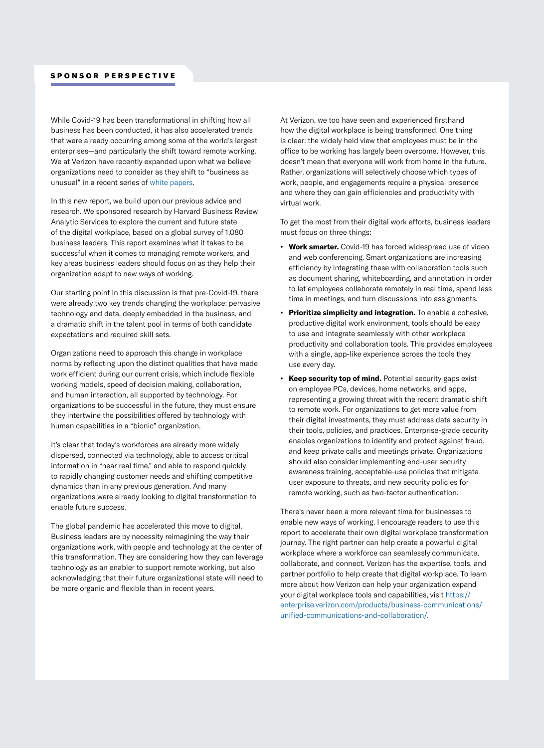## SPONSOR PERSPECTIVE

While Covid-19 has been transformational in shifting how all business has been conducted, it has also accelerated trends that were already occurring among some of the world's largest enterprises—and particularly the shift toward remote working. We at Verizon have recently expanded upon what we believe organizations need to consider as they shift to "business as unusual" in a recent series of white papers.

In this new report, we build upon our previous advice and research. We sponsored research by Harvard Business Review Analytic Services to explore the current and future state of the digital workplace, based on a global survey of 1,080 business leaders. This report examines what it takes to be successful when it comes to managing remote workers, and key areas business leaders should focus on as they help their organization adapt to new ways of working.

Our starting point in this discussion is that pre-Covid-19, there were already two key trends changing the workplace: pervasive technology and data, deeply embedded in the business, and a dramatic shift in the talent pool in terms of both candidate expectations and required skill sets.

Organizations need to approach this change in workplace norms by reflecting upon the distinct qualities that have made work efficient during our current crisis, which include flexible working models, speed of decision making, collaboration, and human interaction, all supported by technology. For organizations to be successful in the future, they must ensure they intertwine the possibilities offered by technology with human capabilities in a "bionic" organization.

It's clear that today's workforces are already more widely dispersed, connected via technology, able to access critical information in "near real time," and able to respond quickly to rapidly changing customer needs and shifting competitive dynamics than in any previous generation. And many organizations were already looking to digital transformation to enable future success.

The global pandemic has accelerated this move to digital. Business leaders are by necessity reimagining the way their organizations work, with people and technology at the center of this transformation. They are considering how they can leverage technology as an enabler to support remote working, but also acknowledging that their future organizational state will need to be more organic and flexible than in recent years.

At Verizon, we too have seen and experienced firsthand how the digital workplace is being transformed. One thing is clear: the widely held view that employees must be in the office to be working has largely been overcome. However, this doesn't mean that everyone will work from home in the future. Rather, organizations will selectively choose which types of work, people, and engagements require a physical presence and where they can gain efficiencies and productivity with virtual work.

To get the most from their digital work efforts, business leaders must focus on three things:

- **Work smarter.** Covid-19 has forced widespread use of video and web conferencing. Smart organizations are increasing efficiency by integrating these with collaboration tools such as document sharing, whiteboarding, and annotation in order to let employees collaborate remotely in real time, spend less time in meetings, and turn discussions into assignments.
- **Prioritize simplicity and integration.** To enable a cohesive, productive digital work environment, tools should be easy to use and integrate seamlessly with other workplace productivity and collaboration tools. This provides employees with a single, app-like experience across the tools they use every day.
- **Keep security top of mind.** Potential security gaps exist on employee PCs, devices, home networks, and apps, representing a growing threat with the recent dramatic shift to remote work. For organizations to get more value from their digital investments, they must address data security in their tools, policies, and practices. Enterprise-grade security enables organizations to identify and protect against fraud, and keep private calls and meetings private. Organizations should also consider implementing end-user security awareness training, acceptable-use policies that mitigate user exposure to threats, and new security policies for remote working, such as two-factor authentication.

There's never been a more relevant time for businesses to enable new ways of working. I encourage readers to use this report to accelerate their own digital workplace transformation journey. The right partner can help create a powerful digital workplace where a workforce can seamlessly communicate, collaborate, and connect. Verizon has the expertise, tools, and partner portfolio to help create that digital workplace. To learn more about how Verizon can help your organization expand your digital workplace tools and capabilities, visit https://enterprise.verizon.com/products/business-communications/unified-communications-and-collaboration/.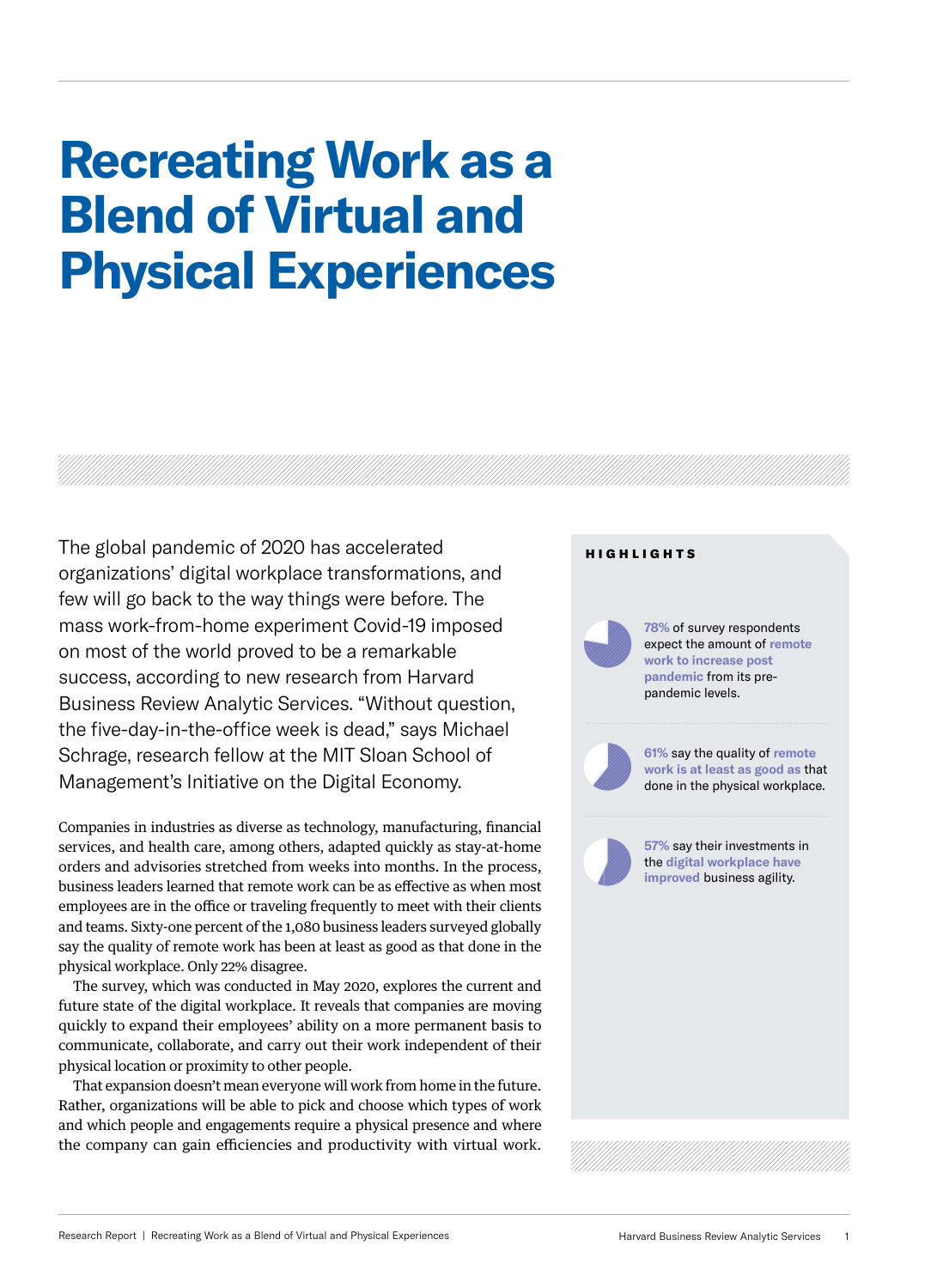# Recreating Work as a Blend of Virtual and Physical Experiences

The global pandemic of 2020 has accelerated organizations' digital workplace transformations, and few will go back to the way things were before. The mass work-from-home experiment Covid-19 imposed on most of the world proved to be a remarkable success, according to new research from Harvard Business Review Analytic Services. "Without question, the five-day-in-the-office week is dead," says Michael Schrage, research fellow at the MIT Sloan School of Management's Initiative on the Digital Economy.

Companies in industries as diverse as technology, manufacturing, financial services, and health care, among others, adapted quickly as stay-at-home orders and advisories stretched from weeks into months. In the process, business leaders learned that remote work can be as effective as when most employees are in the office or traveling frequently to meet with their clients and teams. Sixty-one percent of the 1,080 business leaders surveyed globally say the quality of remote work has been at least as good as that done in the physical workplace. Only 22% disagree.

The survey, which was conducted in May 2020, explores the current and future state of the digital workplace. It reveals that companies are moving quickly to expand their employees' ability on a more permanent basis to communicate, collaborate, and carry out their work independent of their physical location or proximity to other people.

That expansion doesn't mean everyone will work from home in the future. Rather, organizations will be able to pick and choose which types of work and which people and engagements require a physical presence and where the company can gain efficiencies and productivity with virtual work.

**HIGHLIGHTS**

**78%** of survey respondents expect the amount of **remote work to increase post pandemic** from its pre-pandemic levels.

**61%** say the quality of **remote work is at least as good as** that done in the physical workplace.

**57%** say their investments in the **digital workplace have improved** business agility.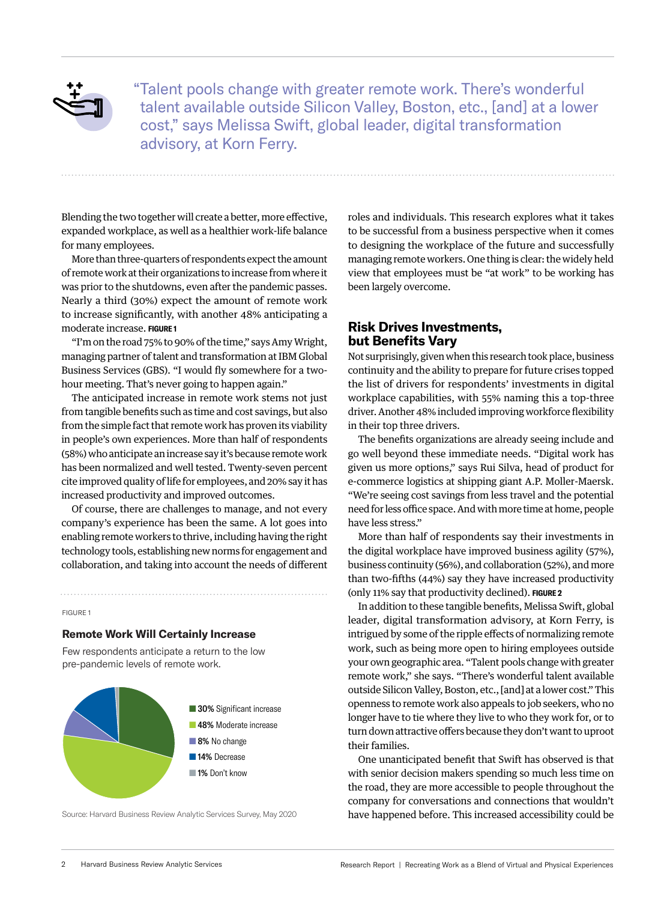"Talent pools change with greater remote work. There's wonderful talent available outside Silicon Valley, Boston, etc., [and] at a lower cost," says Melissa Swift, global leader, digital transformation advisory, at Korn Ferry.

Blending the two together will create a better, more effective, expanded workplace, as well as a healthier work-life balance for many employees.

More than three-quarters of respondents expect the amount of remote work at their organizations to increase from where it was prior to the shutdowns, even after the pandemic passes. Nearly a third (30%) expect the amount of remote work to increase significantly, with another 48% anticipating a moderate increase. **FIGURE 1**

"I'm on the road 75% to 90% of the time," says Amy Wright, managing partner of talent and transformation at IBM Global Business Services (GBS). "I would fly somewhere for a two-hour meeting. That's never going to happen again."

The anticipated increase in remote work stems not just from tangible benefits such as time and cost savings, but also from the simple fact that remote work has proven its viability in people's own experiences. More than half of respondents (58%) who anticipate an increase say it's because remote work has been normalized and well tested. Twenty-seven percent cite improved quality of life for employees, and 20% say it has increased productivity and improved outcomes.

Of course, there are challenges to manage, and not every company's experience has been the same. A lot goes into enabling remote workers to thrive, including having the right technology tools, establishing new norms for engagement and collaboration, and taking into account the needs of different roles and individuals. This research explores what it takes to be successful from a business perspective when it comes to designing the workplace of the future and successfully managing remote workers. One thing is clear: the widely held view that employees must be "at work" to be working has been largely overcome.

FIGURE 1

**Remote Work Will Certainly Increase**

Few respondents anticipate a return to the low pre-pandemic levels of remote work.

| Response | Percentage |
| --- | --- |
| Significant increase | 30% |
| Moderate increase | 48% |
| No change | 8% |
| Decrease | 14% |
| Don't know | 1% |

Source: Harvard Business Review Analytic Services Survey, May 2020

## Risk Drives Investments, but Benefits Vary

Not surprisingly, given when this research took place, business continuity and the ability to prepare for future crises topped the list of drivers for respondents' investments in digital workplace capabilities, with 55% naming this a top-three driver. Another 48% included improving workforce flexibility in their top three drivers.

The benefits organizations are already seeing include and go well beyond these immediate needs. "Digital work has given us more options," says Rui Silva, head of product for e-commerce logistics at shipping giant A.P. Moller-Maersk. "We're seeing cost savings from less travel and the potential need for less office space. And with more time at home, people have less stress."

More than half of respondents say their investments in the digital workplace have improved business agility (57%), business continuity (56%), and collaboration (52%), and more than two-fifths (44%) say they have increased productivity (only 11% say that productivity declined). **FIGURE 2**

In addition to these tangible benefits, Melissa Swift, global leader, digital transformation advisory, at Korn Ferry, is intrigued by some of the ripple effects of normalizing remote work, such as being more open to hiring employees outside your own geographic area. "Talent pools change with greater remote work," she says. "There's wonderful talent available outside Silicon Valley, Boston, etc., [and] at a lower cost." This openness to remote work also appeals to job seekers, who no longer have to tie where they live to who they work for, or to turn down attractive offers because they don't want to uproot their families.

One unanticipated benefit that Swift has observed is that with senior decision makers spending so much less time on the road, they are more accessible to people throughout the company for conversations and connections that wouldn't have happened before. This increased accessibility could be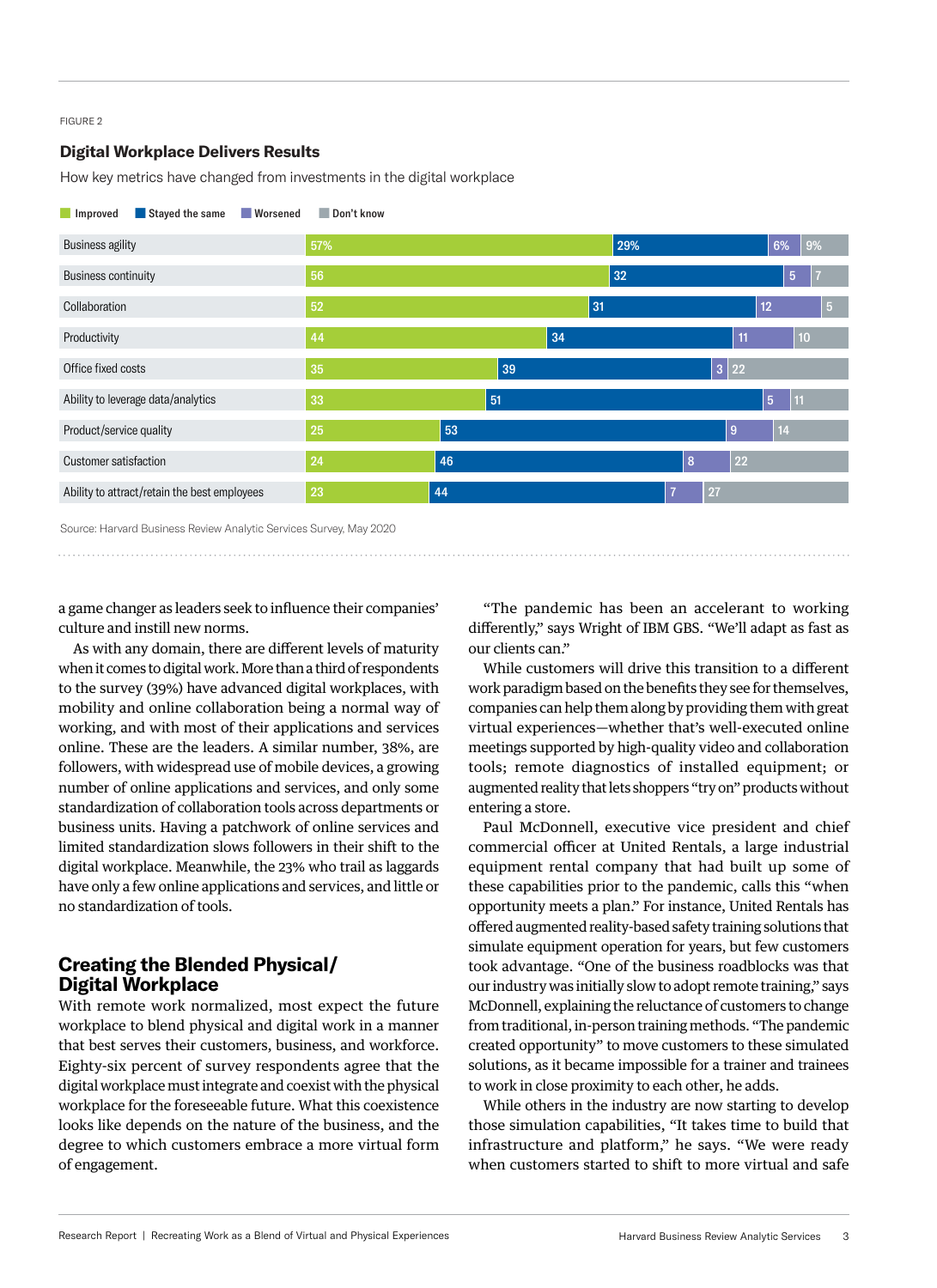FIGURE 2

### Digital Workplace Delivers Results

How key metrics have changed from investments in the digital workplace

| | Improved | Stayed the same | Worsened | Don't know |
|---|---|---|---|---|
| Business agility | 57% | 29% | 6% | 9% |
| Business continuity | 56 | 32 | 5 | 7 |
| Collaboration | 52 | 31 | 12 | 5 |
| Productivity | 44 | 34 | 11 | 10 |
| Office fixed costs | 35 | 39 | 3 | 22 |
| Ability to leverage data/analytics | 33 | 51 | 5 | 11 |
| Product/service quality | 25 | 53 | 9 | 14 |
| Customer satisfaction | 24 | 46 | 8 | 22 |
| Ability to attract/retain the best employees | 23 | 44 | 7 | 27 |

Source: Harvard Business Review Analytic Services Survey, May 2020

a game changer as leaders seek to influence their companies' culture and instill new norms.

As with any domain, there are different levels of maturity when it comes to digital work. More than a third of respondents to the survey (39%) have advanced digital workplaces, with mobility and online collaboration being a normal way of working, and with most of their applications and services online. These are the leaders. A similar number, 38%, are followers, with widespread use of mobile devices, a growing number of online applications and services, and only some standardization of collaboration tools across departments or business units. Having a patchwork of online services and limited standardization slows followers in their shift to the digital workplace. Meanwhile, the 23% who trail as laggards have only a few online applications and services, and little or no standardization of tools.

## Creating the Blended Physical/ Digital Workplace

With remote work normalized, most expect the future workplace to blend physical and digital work in a manner that best serves their customers, business, and workforce. Eighty-six percent of survey respondents agree that the digital workplace must integrate and coexist with the physical workplace for the foreseeable future. What this coexistence looks like depends on the nature of the business, and the degree to which customers embrace a more virtual form of engagement.

"The pandemic has been an accelerant to working differently," says Wright of IBM GBS. "We'll adapt as fast as our clients can."

While customers will drive this transition to a different work paradigm based on the benefits they see for themselves, companies can help them along by providing them with great virtual experiences—whether that's well-executed online meetings supported by high-quality video and collaboration tools; remote diagnostics of installed equipment; or augmented reality that lets shoppers "try on" products without entering a store.

Paul McDonnell, executive vice president and chief commercial officer at United Rentals, a large industrial equipment rental company that had built up some of these capabilities prior to the pandemic, calls this "when opportunity meets a plan." For instance, United Rentals has offered augmented reality-based safety training solutions that simulate equipment operation for years, but few customers took advantage. "One of the business roadblocks was that our industry was initially slow to adopt remote training," says McDonnell, explaining the reluctance of customers to change from traditional, in-person training methods. "The pandemic created opportunity" to move customers to these simulated solutions, as it became impossible for a trainer and trainees to work in close proximity to each other, he adds.

While others in the industry are now starting to develop those simulation capabilities, "It takes time to build that infrastructure and platform," he says. "We were ready when customers started to shift to more virtual and safe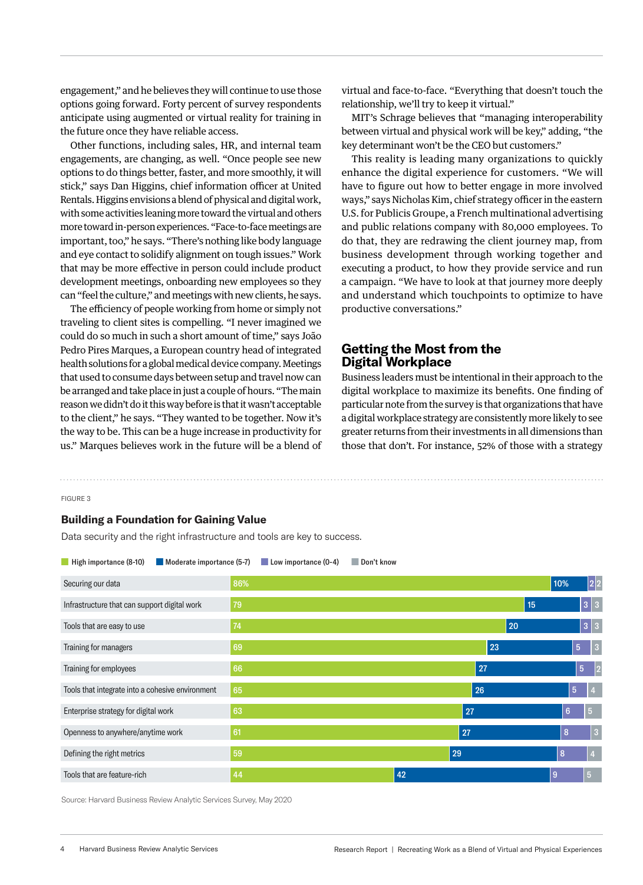engagement," and he believes they will continue to use those options going forward. Forty percent of survey respondents anticipate using augmented or virtual reality for training in the future once they have reliable access.

Other functions, including sales, HR, and internal team engagements, are changing, as well. "Once people see new options to do things better, faster, and more smoothly, it will stick," says Dan Higgins, chief information officer at United Rentals. Higgins envisions a blend of physical and digital work, with some activities leaning more toward the virtual and others more toward in-person experiences. "Face-to-face meetings are important, too," he says. "There's nothing like body language and eye contact to solidify alignment on tough issues." Work that may be more effective in person could include product development meetings, onboarding new employees so they can "feel the culture," and meetings with new clients, he says.

The efficiency of people working from home or simply not traveling to client sites is compelling. "I never imagined we could do so much in such a short amount of time," says João Pedro Pires Marques, a European country head of integrated health solutions for a global medical device company. Meetings that used to consume days between setup and travel now can be arranged and take place in just a couple of hours. "The main reason we didn't do it this way before is that it wasn't acceptable to the client," he says. "They wanted to be together. Now it's the way to be. This can be a huge increase in productivity for us." Marques believes work in the future will be a blend of virtual and face-to-face. "Everything that doesn't touch the relationship, we'll try to keep it virtual."

MIT's Schrage believes that "managing interoperability between virtual and physical work will be key," adding, "the key determinant won't be the CEO but customers."

This reality is leading many organizations to quickly enhance the digital experience for customers. "We will have to figure out how to better engage in more involved ways," says Nicholas Kim, chief strategy officer in the eastern U.S. for Publicis Groupe, a French multinational advertising and public relations company with 80,000 employees. To do that, they are redrawing the client journey map, from business development through working together and executing a product, to how they provide service and run a campaign. "We have to look at that journey more deeply and understand which touchpoints to optimize to have productive conversations."

## Getting the Most from the Digital Workplace

Business leaders must be intentional in their approach to the digital workplace to maximize its benefits. One finding of particular note from the survey is that organizations that have a digital workplace strategy are consistently more likely to see greater returns from their investments in all dimensions than those that don't. For instance, 52% of those with a strategy

FIGURE 3

**Building a Foundation for Gaining Value**

Data security and the right infrastructure and tools are key to success.

| | High importance (8-10) | Moderate importance (5-7) | Low importance (0-4) | Don't know |
|---|---|---|---|---|
| Securing our data | 86% | 10% | 2 | 2 |
| Infrastructure that can support digital work | 79 | 15 | 3 | 3 |
| Tools that are easy to use | 74 | 20 | 3 | 3 |
| Training for managers | 69 | 23 | 5 | 3 |
| Training for employees | 66 | 27 | 5 | 2 |
| Tools that integrate into a cohesive environment | 65 | 26 | 5 | 4 |
| Enterprise strategy for digital work | 63 | 27 | 6 | 5 |
| Openness to anywhere/anytime work | 61 | 27 | 8 | 3 |
| Defining the right metrics | 59 | 29 | 8 | 4 |
| Tools that are feature-rich | 44 | 42 | 9 | 5 |

Source: Harvard Business Review Analytic Services Survey, May 2020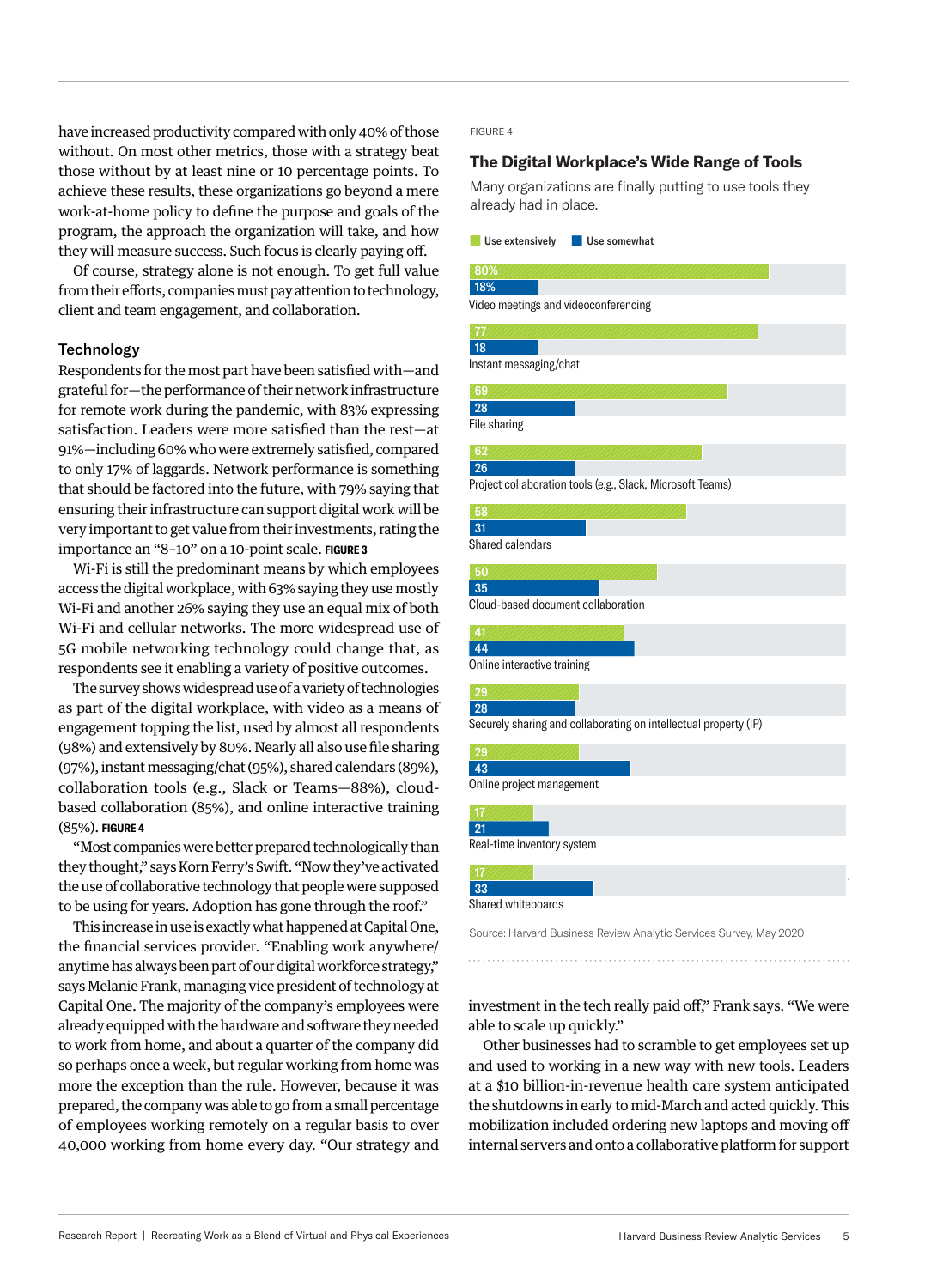have increased productivity compared with only 40% of those without. On most other metrics, those with a strategy beat those without by at least nine or 10 percentage points. To achieve these results, these organizations go beyond a mere work-at-home policy to define the purpose and goals of the program, the approach the organization will take, and how they will measure success. Such focus is clearly paying off.

Of course, strategy alone is not enough. To get full value from their efforts, companies must pay attention to technology, client and team engagement, and collaboration.

### Technology

Respondents for the most part have been satisfied with—and grateful for—the performance of their network infrastructure for remote work during the pandemic, with 83% expressing satisfaction. Leaders were more satisfied than the rest—at 91%—including 60% who were extremely satisfied, compared to only 17% of laggards. Network performance is something that should be factored into the future, with 79% saying that ensuring their infrastructure can support digital work will be very important to get value from their investments, rating the importance an "8–10" on a 10-point scale. **FIGURE 3**

Wi-Fi is still the predominant means by which employees access the digital workplace, with 63% saying they use mostly Wi-Fi and another 26% saying they use an equal mix of both Wi-Fi and cellular networks. The more widespread use of 5G mobile networking technology could change that, as respondents see it enabling a variety of positive outcomes.

The survey shows widespread use of a variety of technologies as part of the digital workplace, with video as a means of engagement topping the list, used by almost all respondents (98%) and extensively by 80%. Nearly all also use file sharing (97%), instant messaging/chat (95%), shared calendars (89%), collaboration tools (e.g., Slack or Teams—88%), cloud-based collaboration (85%), and online interactive training (85%). **FIGURE 4**

FIGURE 4

**The Digital Workplace's Wide Range of Tools**

Many organizations are finally putting to use tools they already had in place.

| Tool | Use extensively | Use somewhat |
|---|---|---|
| Video meetings and videoconferencing | 80% | 18% |
| Instant messaging/chat | 77 | 18 |
| File sharing | 69 | 28 |
| Project collaboration tools (e.g., Slack, Microsoft Teams) | 62 | 26 |
| Shared calendars | 58 | 31 |
| Cloud-based document collaboration | 50 | 35 |
| Online interactive training | 41 | 44 |
| Securely sharing and collaborating on intellectual property (IP) | 29 | 28 |
| Online project management | 29 | 43 |
| Real-time inventory system | 17 | 21 |
| Shared whiteboards | 17 | 33 |

Source: Harvard Business Review Analytic Services Survey, May 2020

"Most companies were better prepared technologically than they thought," says Korn Ferry's Swift. "Now they've activated the use of collaborative technology that people were supposed to be using for years. Adoption has gone through the roof."

This increase in use is exactly what happened at Capital One, the financial services provider. "Enabling work anywhere/anytime has always been part of our digital workforce strategy," says Melanie Frank, managing vice president of technology at Capital One. The majority of the company's employees were already equipped with the hardware and software they needed to work from home, and about a quarter of the company did so perhaps once a week, but regular working from home was more the exception than the rule. However, because it was prepared, the company was able to go from a small percentage of employees working remotely on a regular basis to over 40,000 working from home every day. "Our strategy and investment in the tech really paid off," Frank says. "We were able to scale up quickly."

Other businesses had to scramble to get employees set up and used to working in a new way with new tools. Leaders at a $10 billion-in-revenue health care system anticipated the shutdowns in early to mid-March and acted quickly. This mobilization included ordering new laptops and moving off internal servers and onto a collaborative platform for support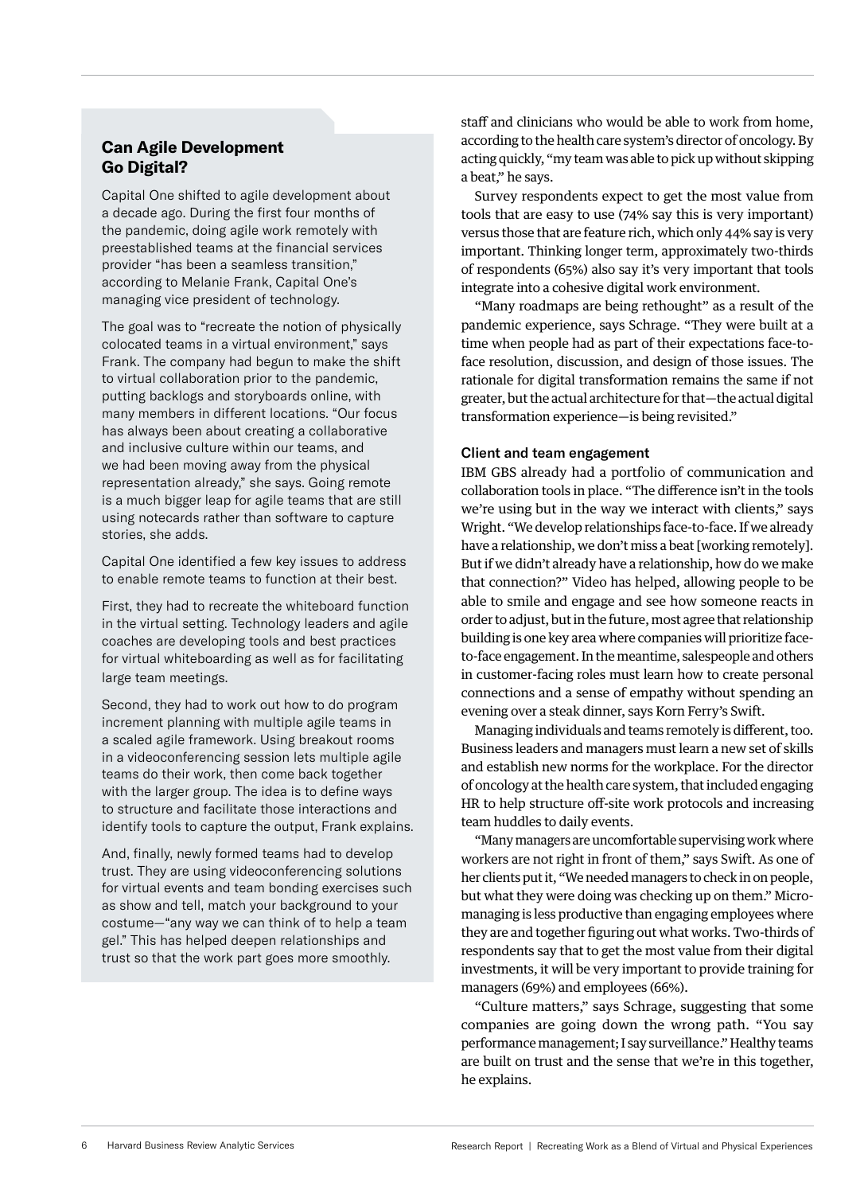## Can Agile Development Go Digital?

Capital One shifted to agile development about a decade ago. During the first four months of the pandemic, doing agile work remotely with preestablished teams at the financial services provider "has been a seamless transition," according to Melanie Frank, Capital One's managing vice president of technology.

The goal was to "recreate the notion of physically colocated teams in a virtual environment," says Frank. The company had begun to make the shift to virtual collaboration prior to the pandemic, putting backlogs and storyboards online, with many members in different locations. "Our focus has always been about creating a collaborative and inclusive culture within our teams, and we had been moving away from the physical representation already," she says. Going remote is a much bigger leap for agile teams that are still using notecards rather than software to capture stories, she adds.

Capital One identified a few key issues to address to enable remote teams to function at their best.

First, they had to recreate the whiteboard function in the virtual setting. Technology leaders and agile coaches are developing tools and best practices for virtual whiteboarding as well as for facilitating large team meetings.

Second, they had to work out how to do program increment planning with multiple agile teams in a scaled agile framework. Using breakout rooms in a videoconferencing session lets multiple agile teams do their work, then come back together with the larger group. The idea is to define ways to structure and facilitate those interactions and identify tools to capture the output, Frank explains.

And, finally, newly formed teams had to develop trust. They are using videoconferencing solutions for virtual events and team bonding exercises such as show and tell, match your background to your costume—"any way we can think of to help a team gel." This has helped deepen relationships and trust so that the work part goes more smoothly.

---

staff and clinicians who would be able to work from home, according to the health care system's director of oncology. By acting quickly, "my team was able to pick up without skipping a beat," he says.

Survey respondents expect to get the most value from tools that are easy to use (74% say this is very important) versus those that are feature rich, which only 44% say is very important. Thinking longer term, approximately two-thirds of respondents (65%) also say it's very important that tools integrate into a cohesive digital work environment.

"Many roadmaps are being rethought" as a result of the pandemic experience, says Schrage. "They were built at a time when people had as part of their expectations face-to-face resolution, discussion, and design of those issues. The rationale for digital transformation remains the same if not greater, but the actual architecture for that—the actual digital transformation experience—is being revisited."

### Client and team engagement

IBM GBS already had a portfolio of communication and collaboration tools in place. "The difference isn't in the tools we're using but in the way we interact with clients," says Wright. "We develop relationships face-to-face. If we already have a relationship, we don't miss a beat [working remotely]. But if we didn't already have a relationship, how do we make that connection?" Video has helped, allowing people to be able to smile and engage and see how someone reacts in order to adjust, but in the future, most agree that relationship building is one key area where companies will prioritize face-to-face engagement. In the meantime, salespeople and others in customer-facing roles must learn how to create personal connections and a sense of empathy without spending an evening over a steak dinner, says Korn Ferry's Swift.

Managing individuals and teams remotely is different, too. Business leaders and managers must learn a new set of skills and establish new norms for the workplace. For the director of oncology at the health care system, that included engaging HR to help structure off-site work protocols and increasing team huddles to daily events.

"Many managers are uncomfortable supervising work where workers are not right in front of them," says Swift. As one of her clients put it, "We needed managers to check in on people, but what they were doing was checking up on them." Micromanaging is less productive than engaging employees where they are and together figuring out what works. Two-thirds of respondents say that to get the most value from their digital investments, it will be very important to provide training for managers (69%) and employees (66%).

"Culture matters," says Schrage, suggesting that some companies are going down the wrong path. "You say performance management; I say surveillance." Healthy teams are built on trust and the sense that we're in this together, he explains.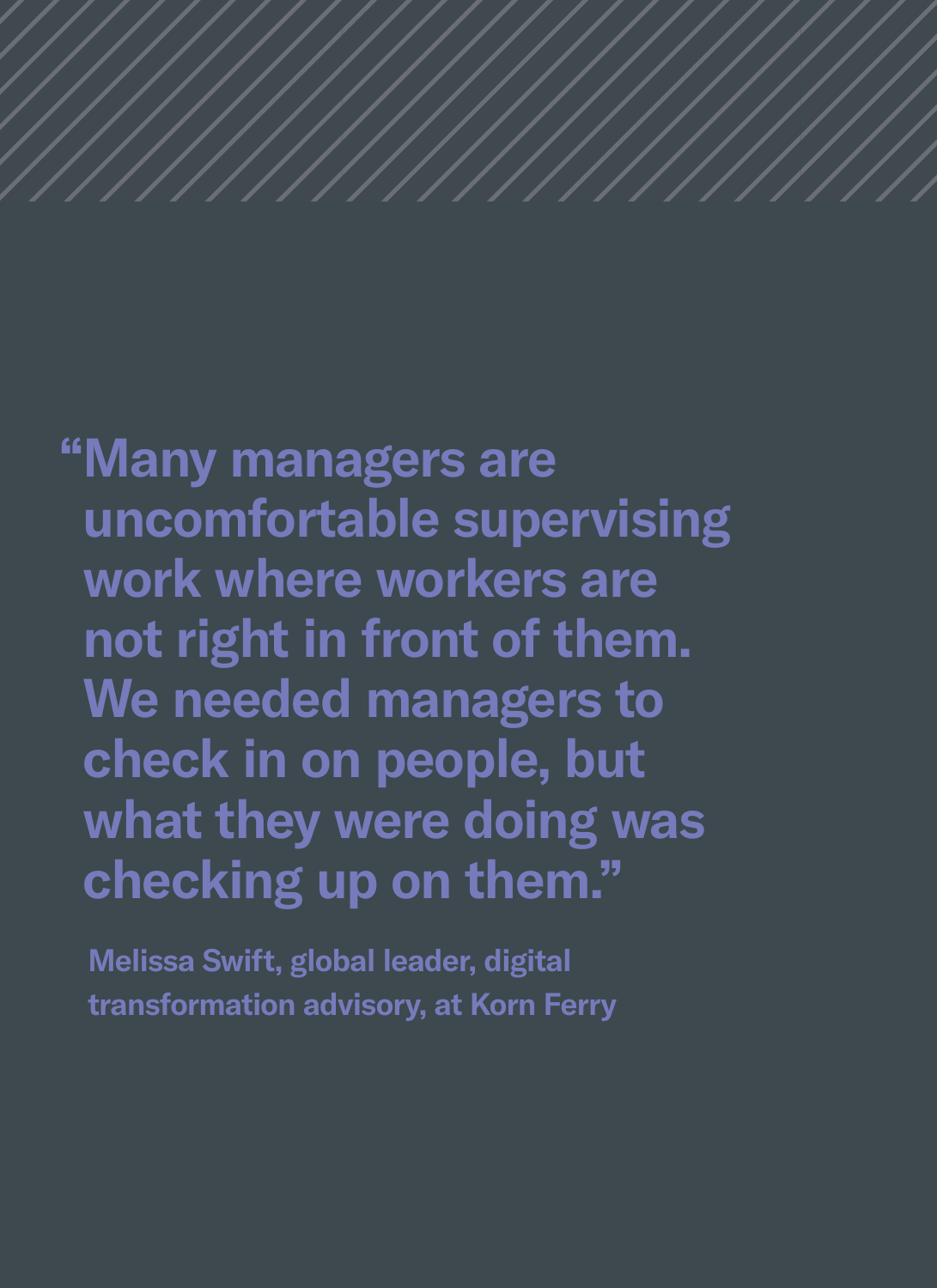> **"Many managers are uncomfortable supervising work where workers are not right in front of them. We needed managers to check in on people, but what they were doing was checking up on them."**

**Melissa Swift, global leader, digital transformation advisory, at Korn Ferry**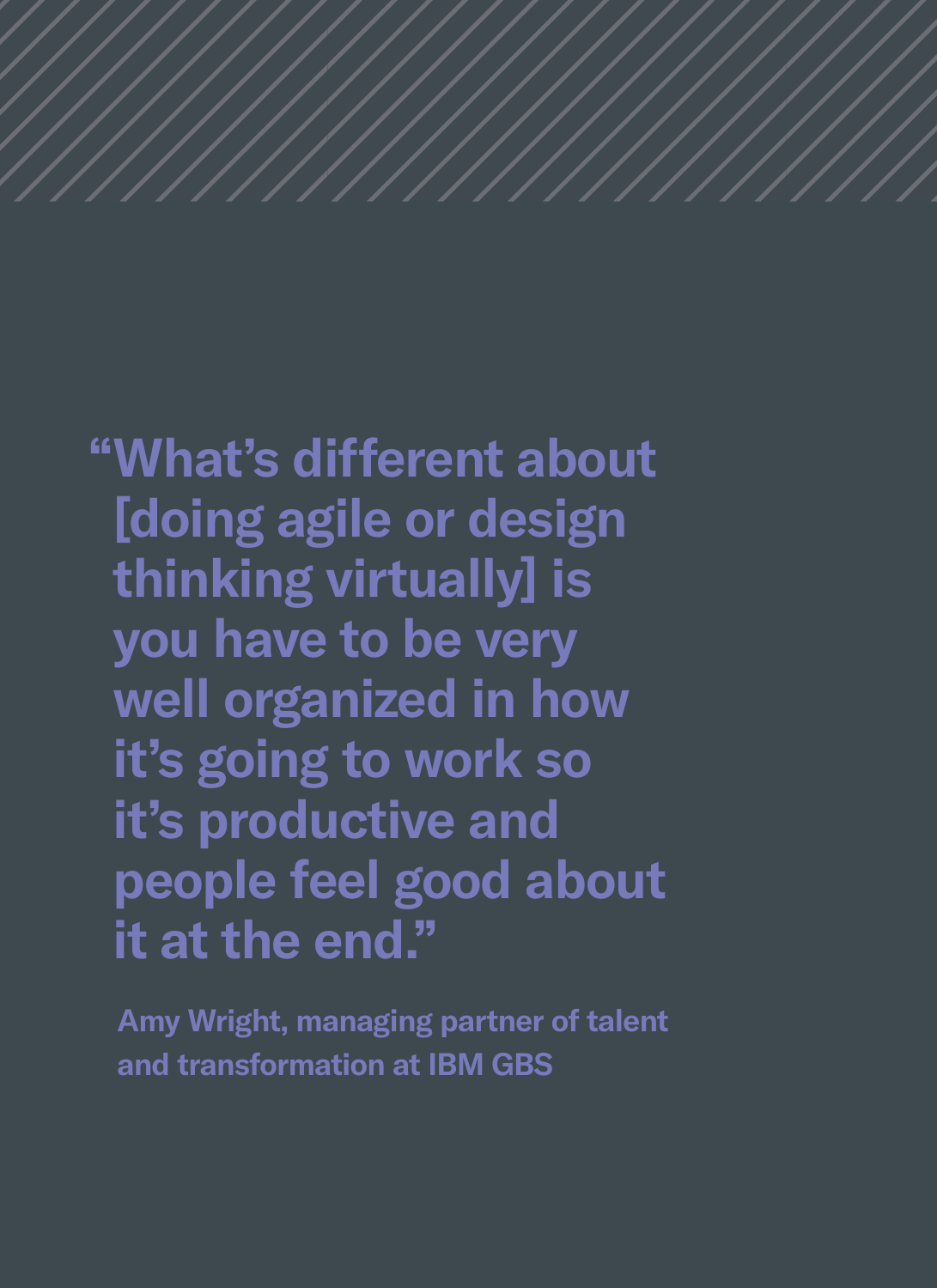> **"What's different about [doing agile or design thinking virtually] is you have to be very well organized in how it's going to work so it's productive and people feel good about it at the end."**
>
> **Amy Wright, managing partner of talent and transformation at IBM GBS**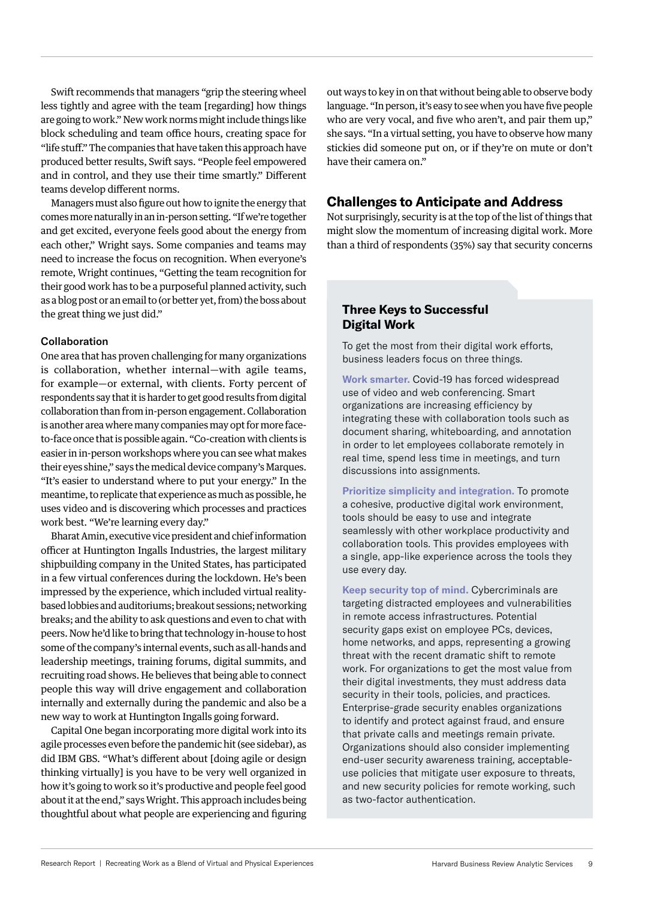Swift recommends that managers "grip the steering wheel less tightly and agree with the team [regarding] how things are going to work." New work norms might include things like block scheduling and team office hours, creating space for "life stuff." The companies that have taken this approach have produced better results, Swift says. "People feel empowered and in control, and they use their time smartly." Different teams develop different norms.

Managers must also figure out how to ignite the energy that comes more naturally in an in-person setting. "If we're together and get excited, everyone feels good about the energy from each other," Wright says. Some companies and teams may need to increase the focus on recognition. When everyone's remote, Wright continues, "Getting the team recognition for their good work has to be a purposeful planned activity, such as a blog post or an email to (or better yet, from) the boss about the great thing we just did."

### Collaboration

One area that has proven challenging for many organizations is collaboration, whether internal—with agile teams, for example—or external, with clients. Forty percent of respondents say that it is harder to get good results from digital collaboration than from in-person engagement. Collaboration is another area where many companies may opt for more face-to-face once that is possible again. "Co-creation with clients is easier in in-person workshops where you can see what makes their eyes shine," says the medical device company's Marques. "It's easier to understand where to put your energy." In the meantime, to replicate that experience as much as possible, he uses video and is discovering which processes and practices work best. "We're learning every day."

Bharat Amin, executive vice president and chief information officer at Huntington Ingalls Industries, the largest military shipbuilding company in the United States, has participated in a few virtual conferences during the lockdown. He's been impressed by the experience, which included virtual reality-based lobbies and auditoriums; breakout sessions; networking breaks; and the ability to ask questions and even to chat with peers. Now he'd like to bring that technology in-house to host some of the company's internal events, such as all-hands and leadership meetings, training forums, digital summits, and recruiting road shows. He believes that being able to connect people this way will drive engagement and collaboration internally and externally during the pandemic and also be a new way to work at Huntington Ingalls going forward.

Capital One began incorporating more digital work into its agile processes even before the pandemic hit (see sidebar), as did IBM GBS. "What's different about [doing agile or design thinking virtually] is you have to be very well organized in how it's going to work so it's productive and people feel good about it at the end," says Wright. This approach includes being thoughtful about what people are experiencing and figuring out ways to key in on that without being able to observe body language. "In person, it's easy to see when you have five people who are very vocal, and five who aren't, and pair them up," she says. "In a virtual setting, you have to observe how many stickies did someone put on, or if they're on mute or don't have their camera on."

## Challenges to Anticipate and Address

Not surprisingly, security is at the top of the list of things that might slow the momentum of increasing digital work. More than a third of respondents (35%) say that security concerns

### Three Keys to Successful Digital Work

To get the most from their digital work efforts, business leaders focus on three things.

**Work smarter.** Covid-19 has forced widespread use of video and web conferencing. Smart organizations are increasing efficiency by integrating these with collaboration tools such as document sharing, whiteboarding, and annotation in order to let employees collaborate remotely in real time, spend less time in meetings, and turn discussions into assignments.

**Prioritize simplicity and integration.** To promote a cohesive, productive digital work environment, tools should be easy to use and integrate seamlessly with other workplace productivity and collaboration tools. This provides employees with a single, app-like experience across the tools they use every day.

**Keep security top of mind.** Cybercriminals are targeting distracted employees and vulnerabilities in remote access infrastructures. Potential security gaps exist on employee PCs, devices, home networks, and apps, representing a growing threat with the recent dramatic shift to remote work. For organizations to get the most value from their digital investments, they must address data security in their tools, policies, and practices. Enterprise-grade security enables organizations to identify and protect against fraud, and ensure that private calls and meetings remain private. Organizations should also consider implementing end-user security awareness training, acceptable-use policies that mitigate user exposure to threats, and new security policies for remote working, such as two-factor authentication.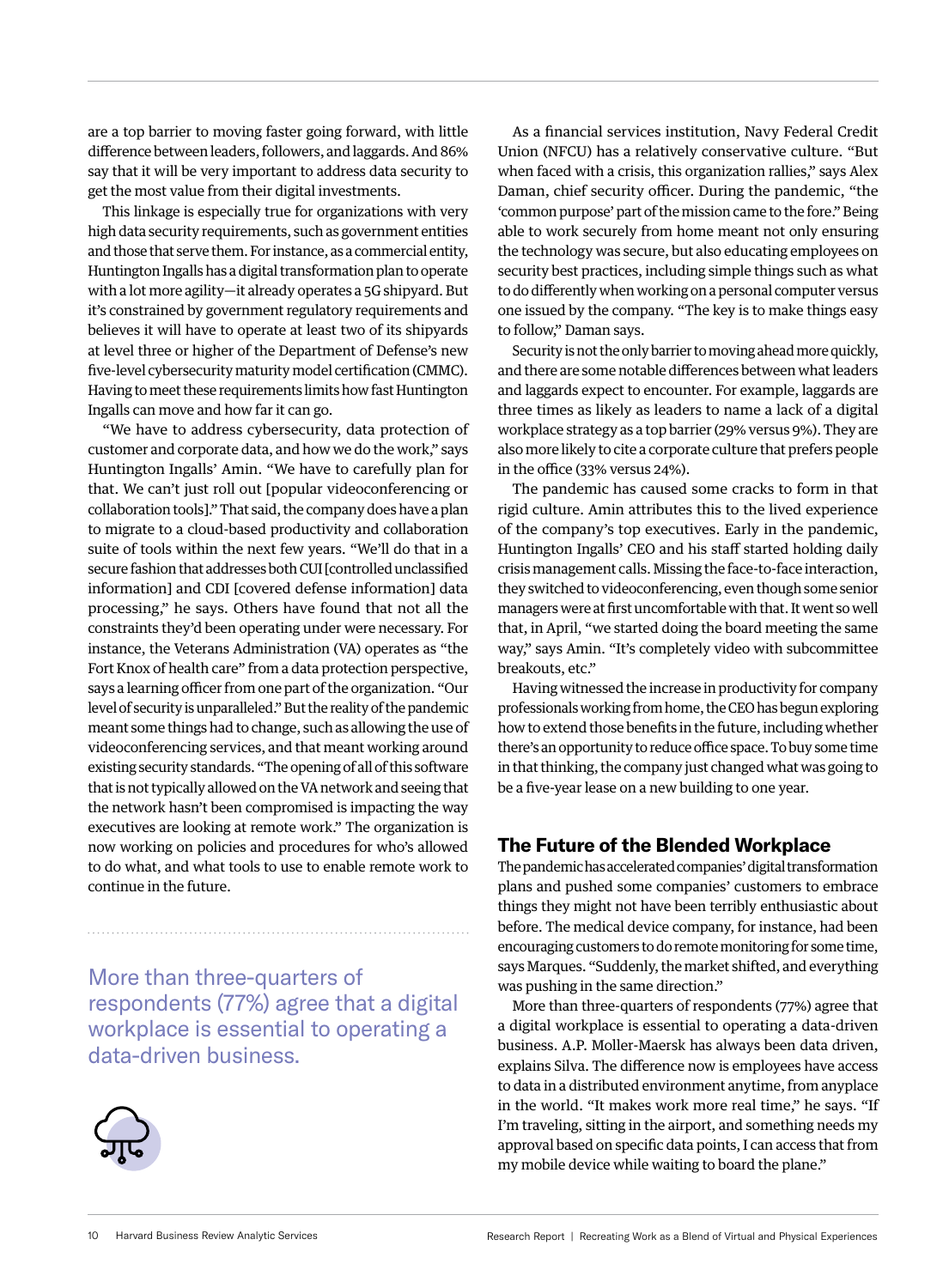are a top barrier to moving faster going forward, with little difference between leaders, followers, and laggards. And 86% say that it will be very important to address data security to get the most value from their digital investments.

This linkage is especially true for organizations with very high data security requirements, such as government entities and those that serve them. For instance, as a commercial entity, Huntington Ingalls has a digital transformation plan to operate with a lot more agility—it already operates a 5G shipyard. But it's constrained by government regulatory requirements and believes it will have to operate at least two of its shipyards at level three or higher of the Department of Defense's new five-level cybersecurity maturity model certification (CMMC). Having to meet these requirements limits how fast Huntington Ingalls can move and how far it can go.

"We have to address cybersecurity, data protection of customer and corporate data, and how we do the work," says Huntington Ingalls' Amin. "We have to carefully plan for that. We can't just roll out [popular videoconferencing or collaboration tools]." That said, the company does have a plan to migrate to a cloud-based productivity and collaboration suite of tools within the next few years. "We'll do that in a secure fashion that addresses both CUI [controlled unclassified information] and CDI [covered defense information] data processing," he says. Others have found that not all the constraints they'd been operating under were necessary. For instance, the Veterans Administration (VA) operates as "the Fort Knox of health care" from a data protection perspective, says a learning officer from one part of the organization. "Our level of security is unparalleled." But the reality of the pandemic meant some things had to change, such as allowing the use of videoconferencing services, and that meant working around existing security standards. "The opening of all of this software that is not typically allowed on the VA network and seeing that the network hasn't been compromised is impacting the way executives are looking at remote work." The organization is now working on policies and procedures for who's allowed to do what, and what tools to use to enable remote work to continue in the future.

> More than three-quarters of respondents (77%) agree that a digital workplace is essential to operating a data-driven business.

As a financial services institution, Navy Federal Credit Union (NFCU) has a relatively conservative culture. "But when faced with a crisis, this organization rallies," says Alex Daman, chief security officer. During the pandemic, "the 'common purpose' part of the mission came to the fore." Being able to work securely from home meant not only ensuring the technology was secure, but also educating employees on security best practices, including simple things such as what to do differently when working on a personal computer versus one issued by the company. "The key is to make things easy to follow," Daman says.

Security is not the only barrier to moving ahead more quickly, and there are some notable differences between what leaders and laggards expect to encounter. For example, laggards are three times as likely as leaders to name a lack of a digital workplace strategy as a top barrier (29% versus 9%). They are also more likely to cite a corporate culture that prefers people in the office (33% versus 24%).

The pandemic has caused some cracks to form in that rigid culture. Amin attributes this to the lived experience of the company's top executives. Early in the pandemic, Huntington Ingalls' CEO and his staff started holding daily crisis management calls. Missing the face-to-face interaction, they switched to videoconferencing, even though some senior managers were at first uncomfortable with that. It went so well that, in April, "we started doing the board meeting the same way," says Amin. "It's completely video with subcommittee breakouts, etc."

Having witnessed the increase in productivity for company professionals working from home, the CEO has begun exploring how to extend those benefits in the future, including whether there's an opportunity to reduce office space. To buy some time in that thinking, the company just changed what was going to be a five-year lease on a new building to one year.

## The Future of the Blended Workplace

The pandemic has accelerated companies' digital transformation plans and pushed some companies' customers to embrace things they might not have been terribly enthusiastic about before. The medical device company, for instance, had been encouraging customers to do remote monitoring for some time, says Marques. "Suddenly, the market shifted, and everything was pushing in the same direction."

More than three-quarters of respondents (77%) agree that a digital workplace is essential to operating a data-driven business. A.P. Moller-Maersk has always been data driven, explains Silva. The difference now is employees have access to data in a distributed environment anytime, from anyplace in the world. "It makes work more real time," he says. "If I'm traveling, sitting in the airport, and something needs my approval based on specific data points, I can access that from my mobile device while waiting to board the plane."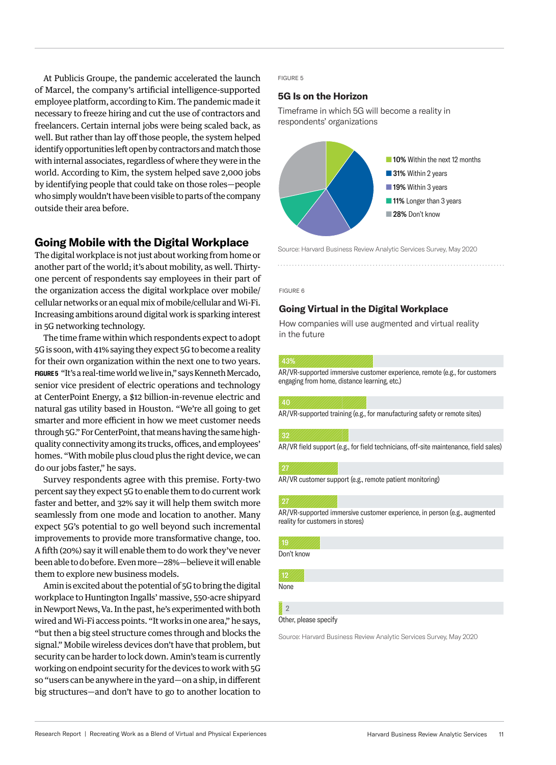At Publicis Groupe, the pandemic accelerated the launch of Marcel, the company's artificial intelligence-supported employee platform, according to Kim. The pandemic made it necessary to freeze hiring and cut the use of contractors and freelancers. Certain internal jobs were being scaled back, as well. But rather than lay off those people, the system helped identify opportunities left open by contractors and match those with internal associates, regardless of where they were in the world. According to Kim, the system helped save 2,000 jobs by identifying people that could take on those roles—people who simply wouldn't have been visible to parts of the company outside their area before.

## Going Mobile with the Digital Workplace

The digital workplace is not just about working from home or another part of the world; it's about mobility, as well. Thirty-one percent of respondents say employees in their part of the organization access the digital workplace over mobile/cellular networks or an equal mix of mobile/cellular and Wi-Fi. Increasing ambitions around digital work is sparking interest in 5G networking technology.

The time frame within which respondents expect to adopt 5G is soon, with 41% saying they expect 5G to become a reality for their own organization within the next one to two years. **FIGURE 5** "It's a real-time world we live in," says Kenneth Mercado, senior vice president of electric operations and technology at CenterPoint Energy, a $12 billion-in-revenue electric and natural gas utility based in Houston. "We're all going to get smarter and more efficient in how we meet customer needs through 5G." For CenterPoint, that means having the same high-quality connectivity among its trucks, offices, and employees' homes. "With mobile plus cloud plus the right device, we can do our jobs faster," he says.

Survey respondents agree with this premise. Forty-two percent say they expect 5G to enable them to do current work faster and better, and 32% say it will help them switch more seamlessly from one mode and location to another. Many expect 5G's potential to go well beyond such incremental improvements to provide more transformative change, too. A fifth (20%) say it will enable them to do work they've never been able to do before. Even more—28%—believe it will enable them to explore new business models.

Amin is excited about the potential of 5G to bring the digital workplace to Huntington Ingalls' massive, 550-acre shipyard in Newport News, Va. In the past, he's experimented with both wired and Wi-Fi access points. "It works in one area," he says, "but then a big steel structure comes through and blocks the signal." Mobile wireless devices don't have that problem, but security can be harder to lock down. Amin's team is currently working on endpoint security for the devices to work with 5G so "users can be anywhere in the yard—on a ship, in different big structures—and don't have to go to another location to

FIGURE 5

### 5G Is on the Horizon

Timeframe in which 5G will become a reality in respondents' organizations

| Timeframe | Percent |
|---|---|
| Within the next 12 months | 10% |
| Within 2 years | 31% |
| Within 3 years | 19% |
| Longer than 3 years | 11% |
| Don't know | 28% |

Source: Harvard Business Review Analytic Services Survey, May 2020

FIGURE 6

### Going Virtual in the Digital Workplace

How companies will use augmented and virtual reality in the future

| Use | Percent |
|---|---|
| AR/VR-supported immersive customer experience, remote (e.g., for customers engaging from home, distance learning, etc.) | 43% |
| AR/VR-supported training (e.g., for manufacturing safety or remote sites) | 40 |
| AR/VR field support (e.g., for field technicians, off-site maintenance, field sales) | 32 |
| AR/VR customer support (e.g., remote patient monitoring) | 27 |
| AR/VR-supported immersive customer experience, in person (e.g., augmented reality for customers in stores) | 27 |
| Don't know | 19 |
| None | 12 |
| Other, please specify | 2 |

Source: Harvard Business Review Analytic Services Survey, May 2020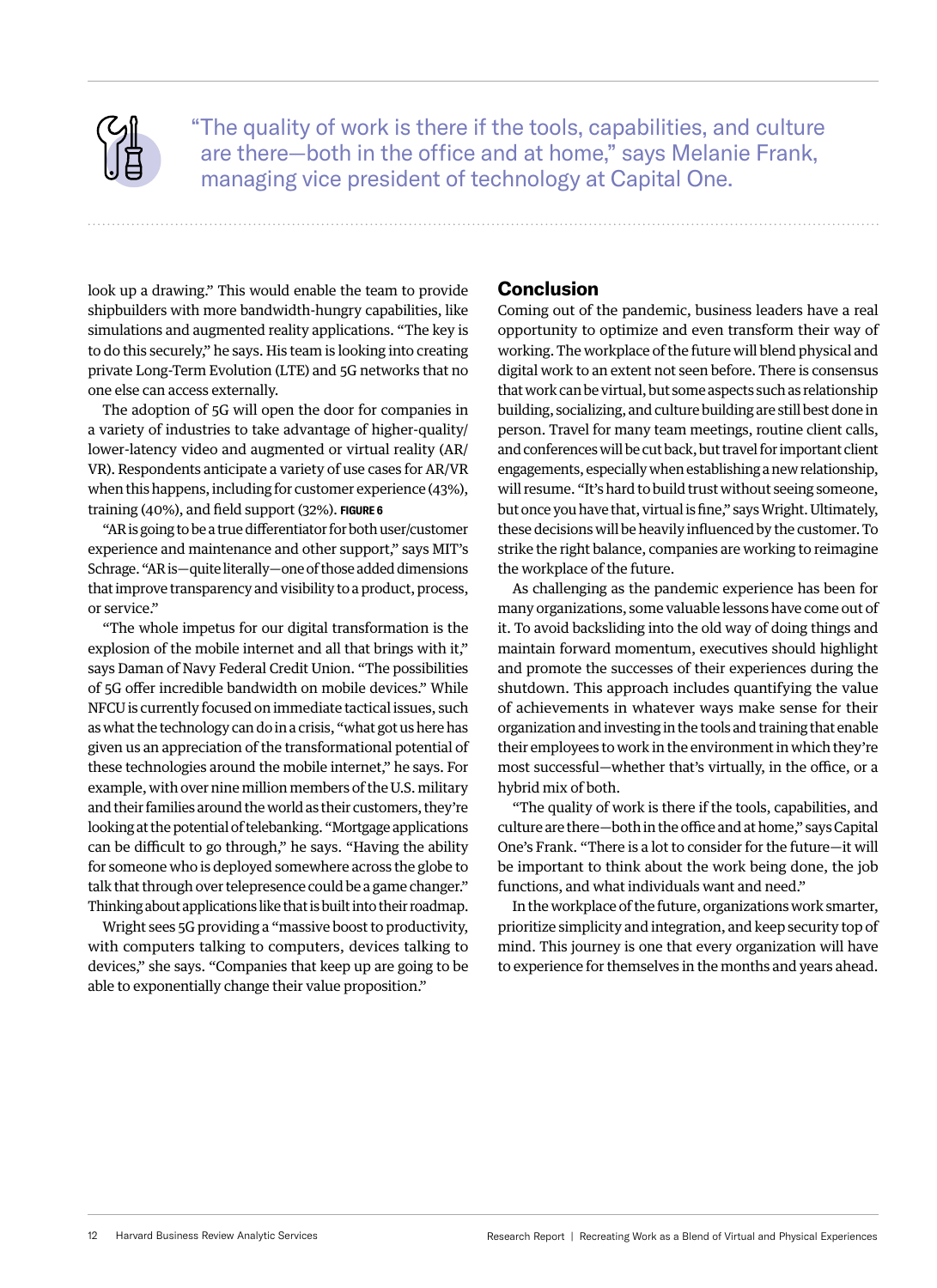> "The quality of work is there if the tools, capabilities, and culture are there—both in the office and at home," says Melanie Frank, managing vice president of technology at Capital One.

look up a drawing." This would enable the team to provide shipbuilders with more bandwidth-hungry capabilities, like simulations and augmented reality applications. "The key is to do this securely," he says. His team is looking into creating private Long-Term Evolution (LTE) and 5G networks that no one else can access externally.

The adoption of 5G will open the door for companies in a variety of industries to take advantage of higher-quality/lower-latency video and augmented or virtual reality (AR/VR). Respondents anticipate a variety of use cases for AR/VR when this happens, including for customer experience (43%), training (40%), and field support (32%). **FIGURE 6**

"AR is going to be a true differentiator for both user/customer experience and maintenance and other support," says MIT's Schrage. "AR is—quite literally—one of those added dimensions that improve transparency and visibility to a product, process, or service."

"The whole impetus for our digital transformation is the explosion of the mobile internet and all that brings with it," says Daman of Navy Federal Credit Union. "The possibilities of 5G offer incredible bandwidth on mobile devices." While NFCU is currently focused on immediate tactical issues, such as what the technology can do in a crisis, "what got us here has given us an appreciation of the transformational potential of these technologies around the mobile internet," he says. For example, with over nine million members of the U.S. military and their families around the world as their customers, they're looking at the potential of telebanking. "Mortgage applications can be difficult to go through," he says. "Having the ability for someone who is deployed somewhere across the globe to talk that through over telepresence could be a game changer." Thinking about applications like that is built into their roadmap.

Wright sees 5G providing a "massive boost to productivity, with computers talking to computers, devices talking to devices," she says. "Companies that keep up are going to be able to exponentially change their value proposition."

## Conclusion

Coming out of the pandemic, business leaders have a real opportunity to optimize and even transform their way of working. The workplace of the future will blend physical and digital work to an extent not seen before. There is consensus that work can be virtual, but some aspects such as relationship building, socializing, and culture building are still best done in person. Travel for many team meetings, routine client calls, and conferences will be cut back, but travel for important client engagements, especially when establishing a new relationship, will resume. "It's hard to build trust without seeing someone, but once you have that, virtual is fine," says Wright. Ultimately, these decisions will be heavily influenced by the customer. To strike the right balance, companies are working to reimagine the workplace of the future.

As challenging as the pandemic experience has been for many organizations, some valuable lessons have come out of it. To avoid backsliding into the old way of doing things and maintain forward momentum, executives should highlight and promote the successes of their experiences during the shutdown. This approach includes quantifying the value of achievements in whatever ways make sense for their organization and investing in the tools and training that enable their employees to work in the environment in which they're most successful—whether that's virtually, in the office, or a hybrid mix of both.

"The quality of work is there if the tools, capabilities, and culture are there—both in the office and at home," says Capital One's Frank. "There is a lot to consider for the future—it will be important to think about the work being done, the job functions, and what individuals want and need."

In the workplace of the future, organizations work smarter, prioritize simplicity and integration, and keep security top of mind. This journey is one that every organization will have to experience for themselves in the months and years ahead.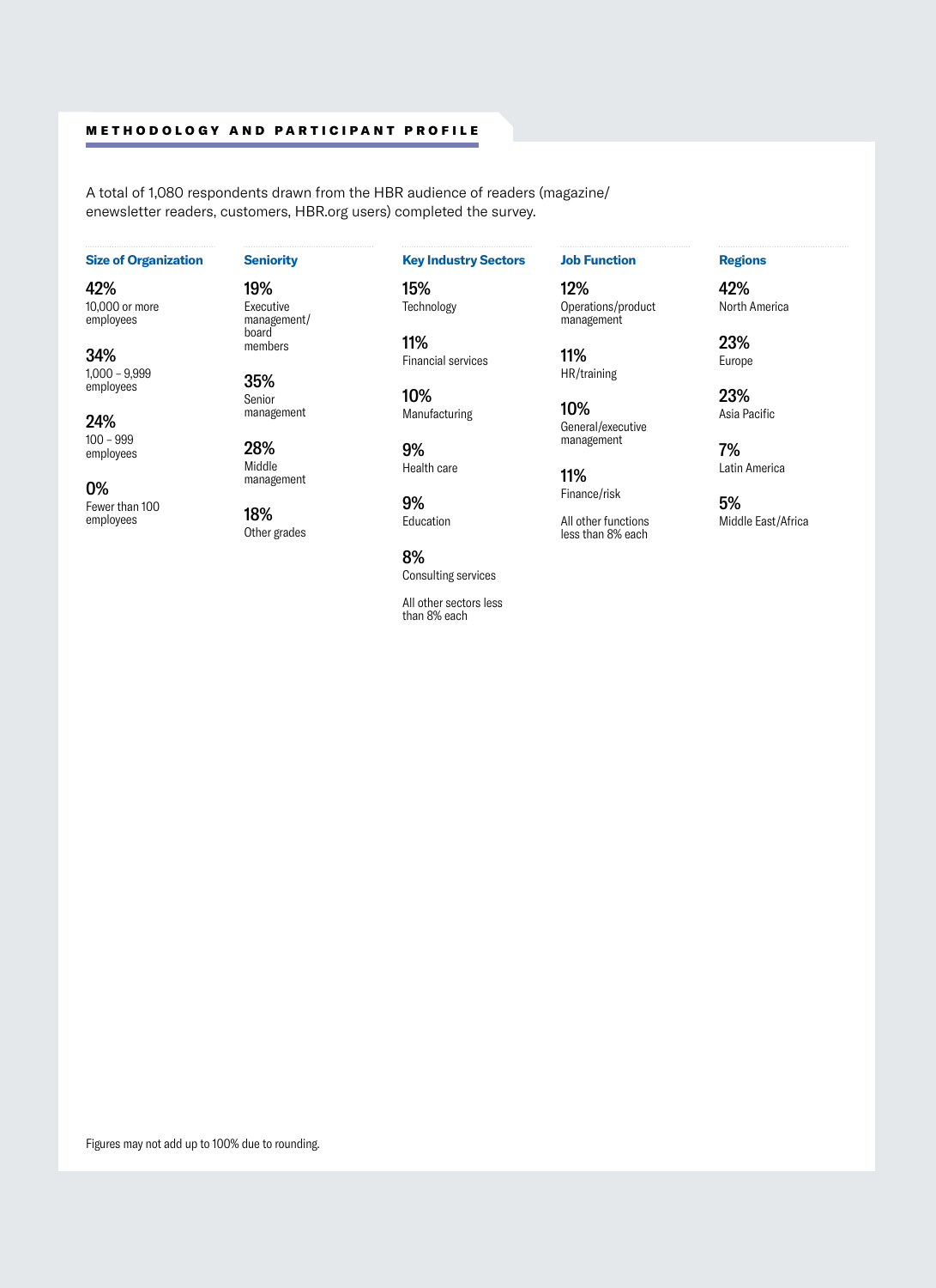## METHODOLOGY AND PARTICIPANT PROFILE

A total of 1,080 respondents drawn from the HBR audience of readers (magazine/enewsletter readers, customers, HBR.org users) completed the survey.

### Size of Organization

**42%**
10,000 or more employees

**34%**
1,000 – 9,999 employees

**24%**
100 – 999 employees

**0%**
Fewer than 100 employees

### Seniority

**19%**
Executive management/board members

**35%**
Senior management

**28%**
Middle management

**18%**
Other grades

### Key Industry Sectors

**15%**
Technology

**11%**
Financial services

**10%**
Manufacturing

**9%**
Health care

**9%**
Education

**8%**
Consulting services

All other sectors less than 8% each

### Job Function

**12%**
Operations/product management

**11%**
HR/training

**10%**
General/executive management

**11%**
Finance/risk

All other functions less than 8% each

### Regions

**42%**
North America

**23%**
Europe

**23%**
Asia Pacific

**7%**
Latin America

**5%**
Middle East/Africa

Figures may not add up to 100% due to rounding.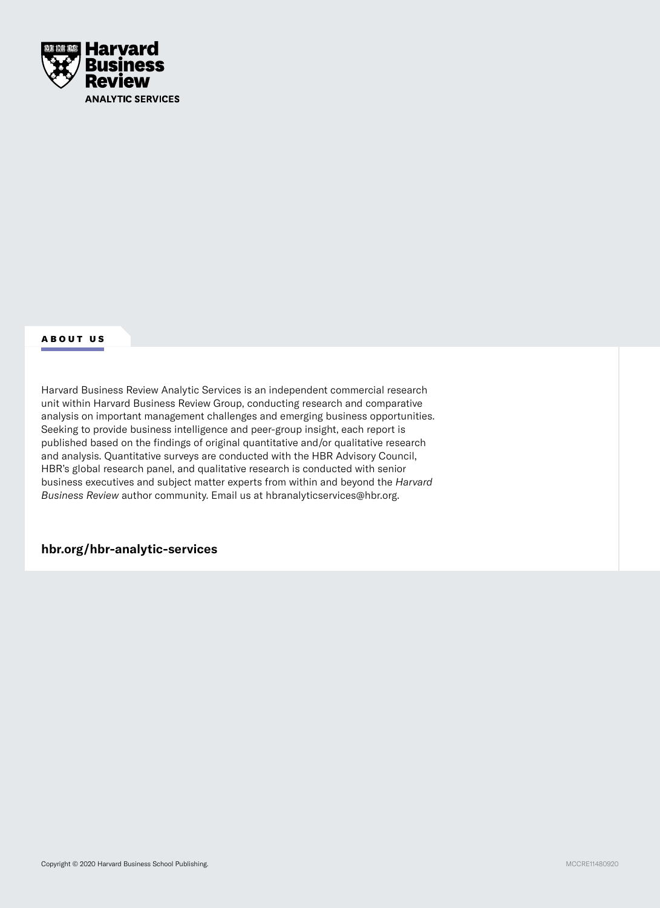Harvard Business Review

ANALYTIC SERVICES

## ABOUT US

Harvard Business Review Analytic Services is an independent commercial research unit within Harvard Business Review Group, conducting research and comparative analysis on important management challenges and emerging business opportunities. Seeking to provide business intelligence and peer-group insight, each report is published based on the findings of original quantitative and/or qualitative research and analysis. Quantitative surveys are conducted with the HBR Advisory Council, HBR's global research panel, and qualitative research is conducted with senior business executives and subject matter experts from within and beyond the *Harvard Business Review* author community. Email us at hbranalyticservices@hbr.org.

**hbr.org/hbr-analytic-services**

Copyright © 2020 Harvard Business School Publishing.

MCCRE11480920